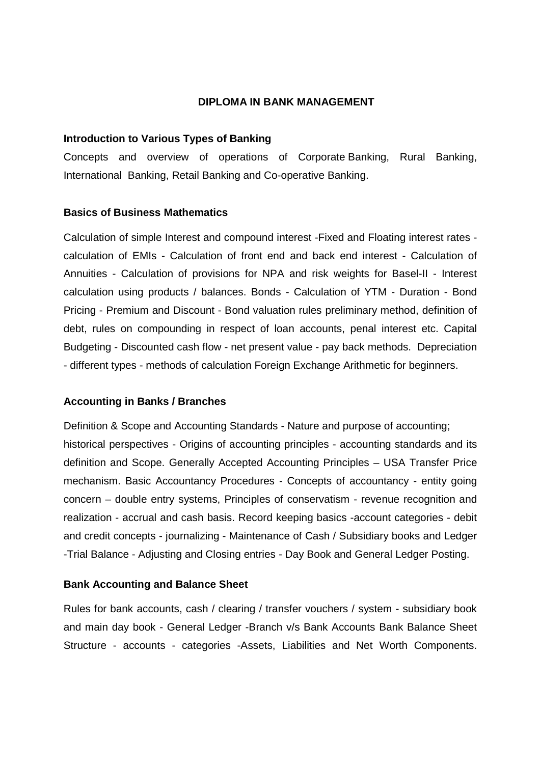# DIPLOMA IN BANK MANAGEMENT

## Introduction to Various Types of Banking

Concepts and overview of operations of Corporate Banking, Rural Banking, International Banking, Retail Banking and Co-operative Banking.

## Basics of Business Mathematics

Calculation of simple Interest and compound interest -Fixed and Floating interest rates - calculation of EMIs - Calculation of front end and back end interest - Calculation of Annuities - Calculation of provisions for NPA and risk weights for Basel-II - Interest calculation using products / balances. Bonds - Calculation of YTM - Duration - Bond Pricing - Premium and Discount - Bond valuation rules preliminary method, definition of debt, rules on compounding in respect of loan accounts, penal interest etc. Capital Budgeting - Discounted cash flow - net present value - pay back methods. Depreciation - different types - methods of calculation Foreign Exchange Arithmetic for beginners.

## Accounting in Banks / Branches

Definition & Scope and Accounting Standards - Nature and purpose of accounting; historical perspectives - Origins of accounting principles - accounting standards and its definition and Scope. Generally Accepted Accounting Principles – USA Transfer Price mechanism. Basic Accountancy Procedures - Concepts of accountancy - entity going concern – double entry systems, Principles of conservatism - revenue recognition and realization - accrual and cash basis. Record keeping basics -account categories - debit and credit concepts - journalizing - Maintenance of Cash / Subsidiary books and Ledger -Trial Balance - Adjusting and Closing entries - Day Book and General Ledger Posting.

## Bank Accounting and Balance Sheet

Rules for bank accounts, cash / clearing / transfer vouchers / system - subsidiary book and main day book - General Ledger -Branch v/s Bank Accounts Bank Balance Sheet Structure - accounts - categories -Assets, Liabilities and Net Worth Components.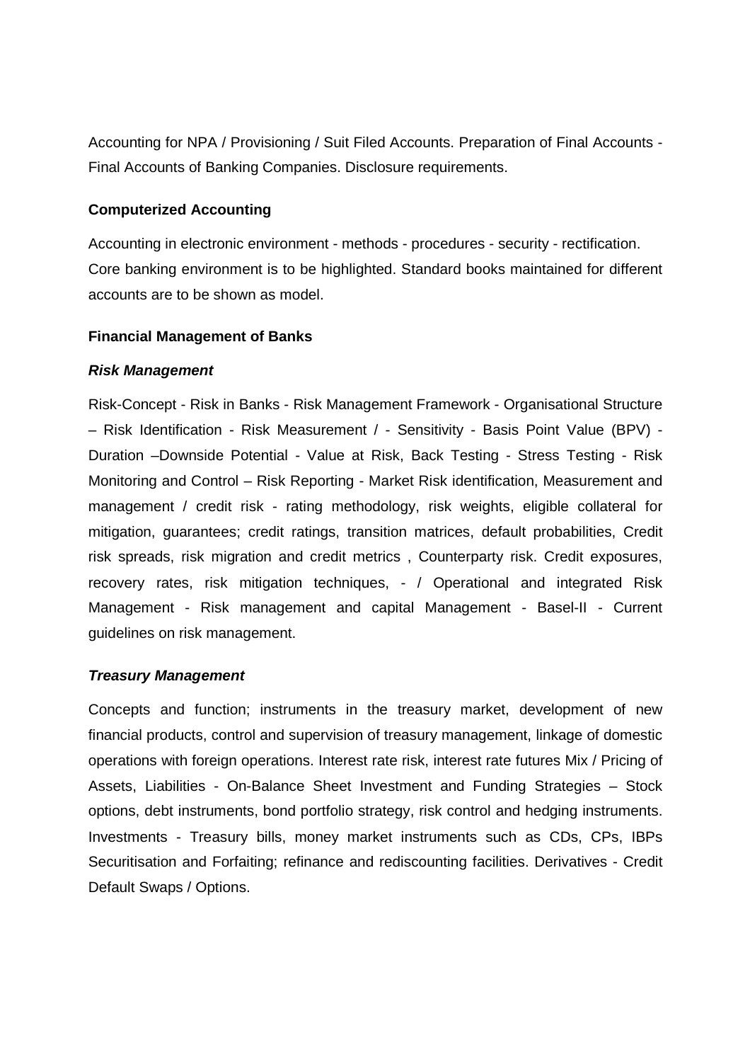Accounting for NPA / Provisioning / Suit Filed Accounts. Preparation of Final Accounts - Final Accounts of Banking Companies. Disclosure requirements.

**Computerized Accounting**

Accounting in electronic environment - methods - procedures - security - rectification. Core banking environment is to be highlighted. Standard books maintained for different accounts are to be shown as model.

**Financial Management of Banks**

***Risk Management***

Risk-Concept - Risk in Banks - Risk Management Framework - Organisational Structure – Risk Identification - Risk Measurement / - Sensitivity - Basis Point Value (BPV) - Duration –Downside Potential - Value at Risk, Back Testing - Stress Testing - Risk Monitoring and Control – Risk Reporting - Market Risk identification, Measurement and management / credit risk - rating methodology, risk weights, eligible collateral for mitigation, guarantees; credit ratings, transition matrices, default probabilities, Credit risk spreads, risk migration and credit metrics , Counterparty risk. Credit exposures, recovery rates, risk mitigation techniques, - / Operational and integrated Risk Management - Risk management and capital Management - Basel-II - Current guidelines on risk management.

***Treasury Management***

Concepts and function; instruments in the treasury market, development of new financial products, control and supervision of treasury management, linkage of domestic operations with foreign operations. Interest rate risk, interest rate futures Mix / Pricing of Assets, Liabilities - On-Balance Sheet Investment and Funding Strategies – Stock options, debt instruments, bond portfolio strategy, risk control and hedging instruments. Investments - Treasury bills, money market instruments such as CDs, CPs, IBPs Securitisation and Forfaiting; refinance and rediscounting facilities. Derivatives - Credit Default Swaps / Options.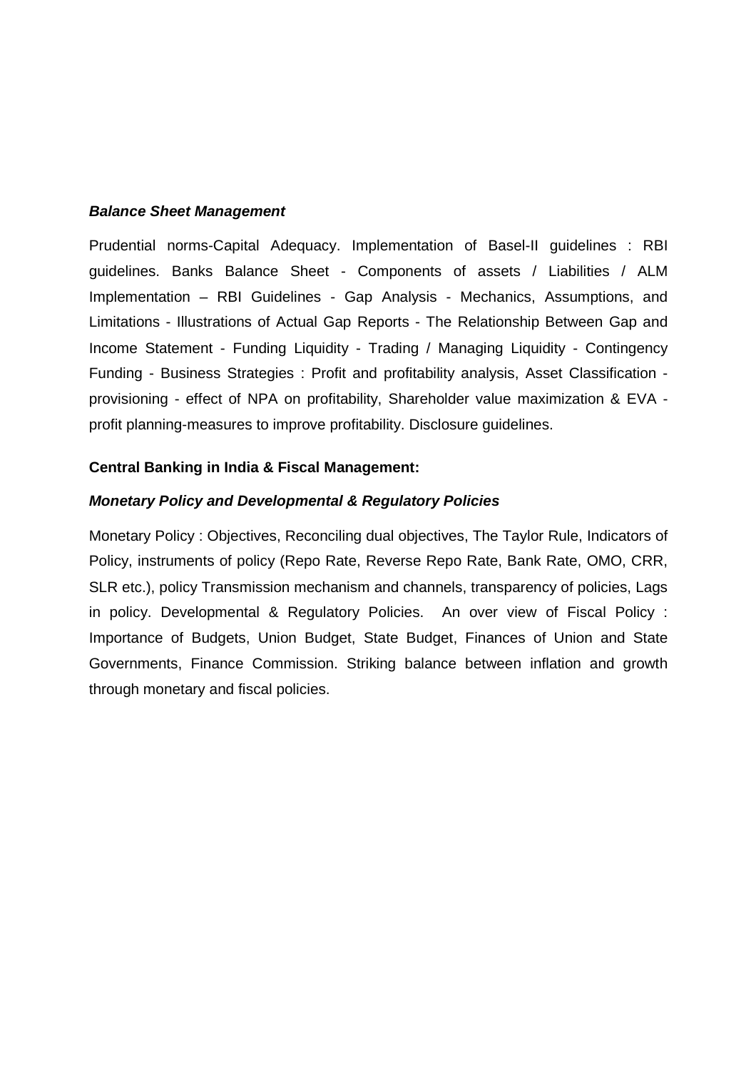***Balance Sheet Management***

Prudential norms-Capital Adequacy. Implementation of Basel-II guidelines : RBI guidelines. Banks Balance Sheet - Components of assets / Liabilities / ALM Implementation – RBI Guidelines - Gap Analysis - Mechanics, Assumptions, and Limitations - Illustrations of Actual Gap Reports - The Relationship Between Gap and Income Statement - Funding Liquidity - Trading / Managing Liquidity - Contingency Funding - Business Strategies : Profit and profitability analysis, Asset Classification - provisioning - effect of NPA on profitability, Shareholder value maximization & EVA - profit planning-measures to improve profitability. Disclosure guidelines.

**Central Banking in India & Fiscal Management:**

***Monetary Policy and Developmental & Regulatory Policies***

Monetary Policy : Objectives, Reconciling dual objectives, The Taylor Rule, Indicators of Policy, instruments of policy (Repo Rate, Reverse Repo Rate, Bank Rate, OMO, CRR, SLR etc.), policy Transmission mechanism and channels, transparency of policies, Lags in policy. Developmental & Regulatory Policies. An over view of Fiscal Policy : Importance of Budgets, Union Budget, State Budget, Finances of Union and State Governments, Finance Commission. Striking balance between inflation and growth through monetary and fiscal policies.